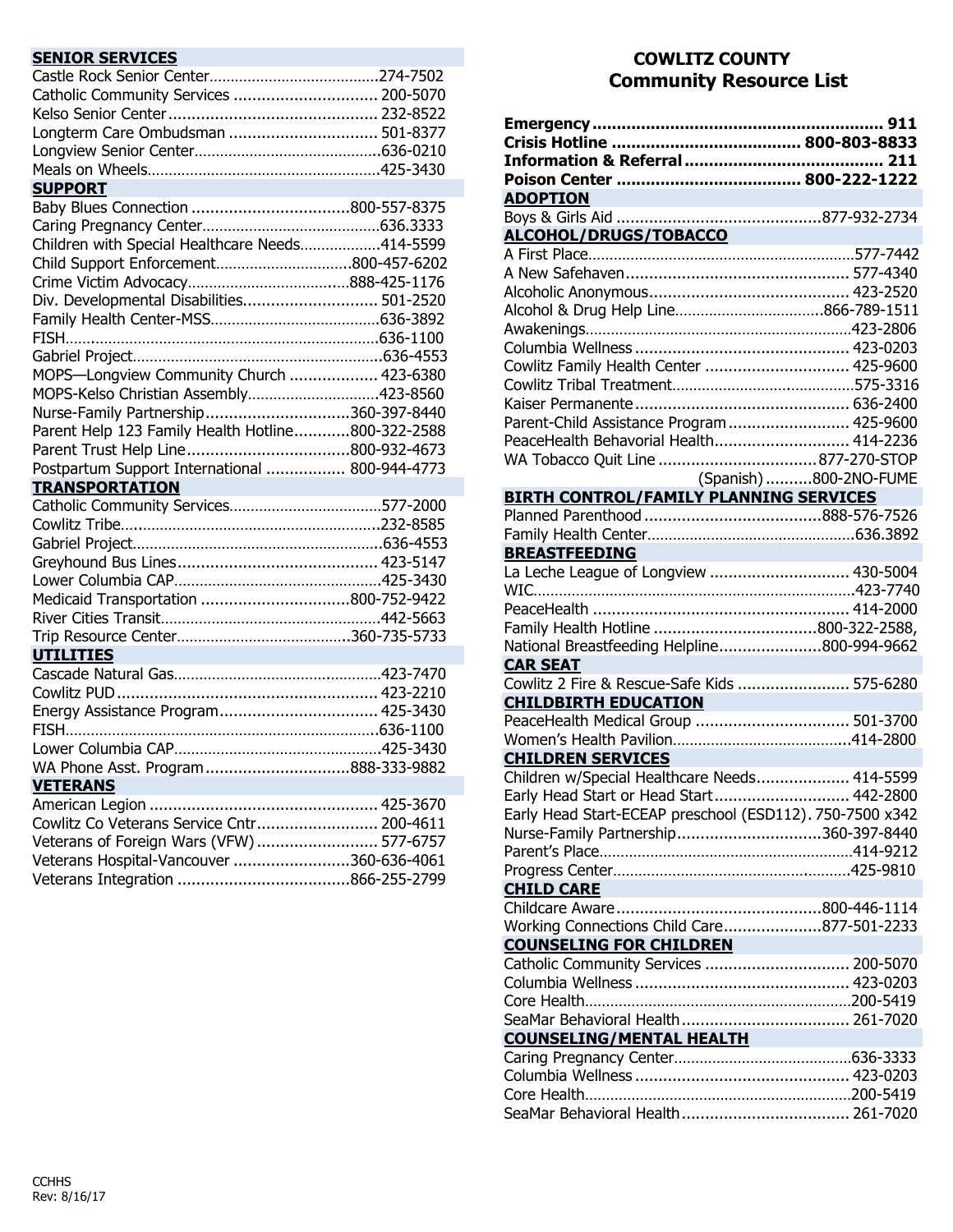# COWLITZ COUNTY
# Community Resource List

**Emergency** ........ **911**
**Crisis Hotline** ........ **800-803-8833**
**Information & Referral** ........ **211**
**Poison Center** ........ **800-222-1222**

**ADOPTION**

- Boys & Girls Aid ........ 877-932-2734

**ALCOHOL/DRUGS/TOBACCO**

- A First Place ........ 577-7442
- A New Safehaven ........ 577-4340
- Alcoholic Anonymous ........ 423-2520
- Alcohol & Drug Help Line ........ 866-789-1511
- Awakenings ........ 423-2806
- Columbia Wellness ........ 423-0203
- Cowlitz Family Health Center ........ 425-9600
- Cowlitz Tribal Treatment ........ 575-3316
- Kaiser Permanente ........ 636-2400
- Parent-Child Assistance Program ........ 425-9600
- PeaceHealth Behavorial Health ........ 414-2236
- WA Tobacco Quit Line ........ 877-270-STOP
  (Spanish) ........ 800-2NO-FUME

**BIRTH CONTROL/FAMILY PLANNING SERVICES**

- Planned Parenthood ........ 888-576-7526
- Family Health Center ........ 636.3892

**BREASTFEEDING**

- La Leche League of Longview ........ 430-5004
- WIC ........ 423-7740
- PeaceHealth ........ 414-2000
- Family Health Hotline ........ 800-322-2588,
- National Breastfeeding Helpline ........ 800-994-9662

**CAR SEAT**

- Cowlitz 2 Fire & Rescue-Safe Kids ........ 575-6280

**CHILDBIRTH EDUCATION**

- PeaceHealth Medical Group ........ 501-3700
- Women's Health Pavilion ........ 414-2800

**CHILDREN SERVICES**

- Children w/Special Healthcare Needs ........ 414-5599
- Early Head Start or Head Start ........ 442-2800
- Early Head Start-ECEAP preschool (ESD112). 750-7500 x342
- Nurse-Family Partnership ........ 360-397-8440
- Parent's Place ........ 414-9212
- Progress Center ........ 425-9810

**CHILD CARE**

- Childcare Aware ........ 800-446-1114
- Working Connections Child Care ........ 877-501-2233

**COUNSELING FOR CHILDREN**

- Catholic Community Services ........ 200-5070
- Columbia Wellness ........ 423-0203
- Core Health ........ 200-5419
- SeaMar Behavioral Health ........ 261-7020

**COUNSELING/MENTAL HEALTH**

- Caring Pregnancy Center ........ 636-3333
- Columbia Wellness ........ 423-0203
- Core Health ........ 200-5419
- SeaMar Behavioral Health ........ 261-7020

**SENIOR SERVICES**

- Castle Rock Senior Center ........ 274-7502
- Catholic Community Services ........ 200-5070
- Kelso Senior Center ........ 232-8522
- Longterm Care Ombudsman ........ 501-8377
- Longview Senior Center ........ 636-0210
- Meals on Wheels ........ 425-3430

**SUPPORT**

- Baby Blues Connection ........ 800-557-8375
- Caring Pregnancy Center ........ 636.3333
- Children with Special Healthcare Needs ........ 414-5599
- Child Support Enforcement ........ 800-457-6202
- Crime Victim Advocacy ........ 888-425-1176
- Div. Developmental Disabilities ........ 501-2520
- Family Health Center-MSS ........ 636-3892
- FISH ........ 636-1100
- Gabriel Project ........ 636-4553
- MOPS—Longview Community Church ........ 423-6380
- MOPS-Kelso Christian Assembly ........ 423-8560
- Nurse-Family Partnership ........ 360-397-8440
- Parent Help 123 Family Health Hotline ........ 800-322-2588
- Parent Trust Help Line ........ 800-932-4673
- Postpartum Support International ........ 800-944-4773

**TRANSPORTATION**

- Catholic Community Services ........ 577-2000
- Cowlitz Tribe ........ 232-8585
- Gabriel Project ........ 636-4553
- Greyhound Bus Lines ........ 423-5147
- Lower Columbia CAP ........ 425-3430
- Medicaid Transportation ........ 800-752-9422
- River Cities Transit ........ 442-5663
- Trip Resource Center ........ 360-735-5733

**UTILITIES**

- Cascade Natural Gas ........ 423-7470
- Cowlitz PUD ........ 423-2210
- Energy Assistance Program ........ 425-3430
- FISH ........ 636-1100
- Lower Columbia CAP ........ 425-3430
- WA Phone Asst. Program ........ 888-333-9882

**VETERANS**

- American Legion ........ 425-3670
- Cowlitz Co Veterans Service Cntr ........ 200-4611
- Veterans of Foreign Wars (VFW) ........ 577-6757
- Veterans Hospital-Vancouver ........ 360-636-4061
- Veterans Integration ........ 866-255-2799

CCHHS
Rev: 8/16/17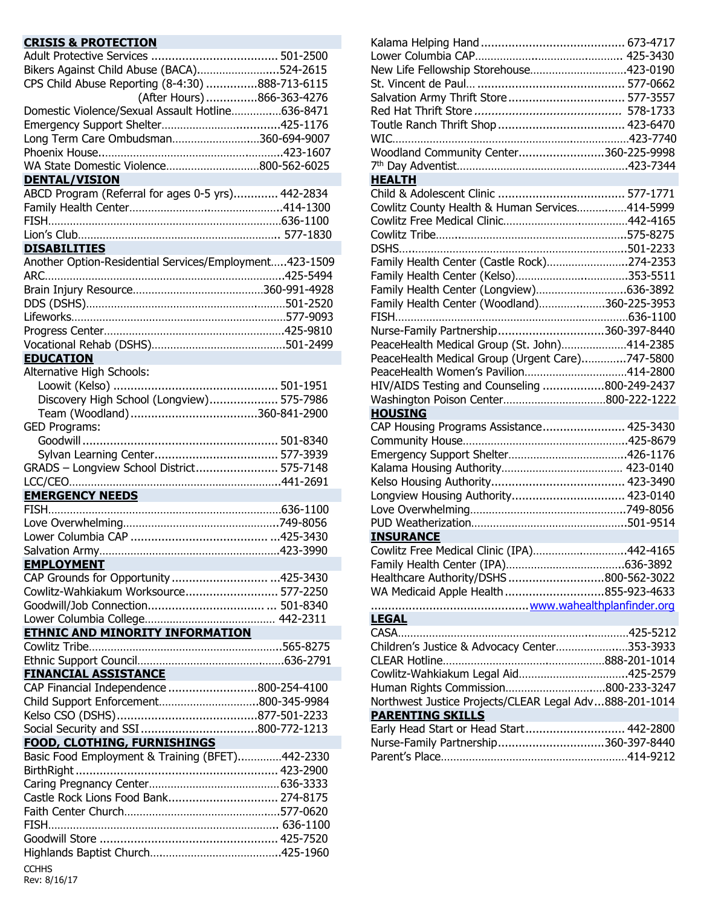## CRISIS & PROTECTION

Adult Protective Services ..................................... 501-2500
Bikers Against Child Abuse (BACA).........................524-2615
CPS Child Abuse Reporting (8-4:30) ...............888-713-6115
(After Hours) ...............866-363-4276
Domestic Violence/Sexual Assault Hotline................636-8471
Emergency Support Shelter....................................425-1176
Long Term Care Ombudsman...........................360-694-9007
Phoenix House...........................................................423-1607
WA State Domestic Violence.............................800-562-6025

## DENTAL/VISION

ABCD Program (Referral for ages 0-5 yrs)............ 442-2834
Family Health Center.................................................414-1300
FISH...........................................................................636-1100
Lion's Club................................................................ 577-1830

## DISABILITIES

Another Option-Residential Services/Employment.....423-1509
ARC............................................................................425-5494
Brain Injury Resource..........................................360-991-4928
DDS (DSHS)................................................................501-2520
Lifeworks....................................................................577-9093
Progress Center..........................................................425-9810
Vocational Rehab (DSHS)...........................................501-2499

## EDUCATION

Alternative High Schools:
- Loowit (Kelso) ................................................ 501-1951
- Discovery High School (Longview).................... 575-7986
- Team (Woodland).....................................360-841-2900

GED Programs:
- Goodwill ......................................................... 501-8340
- Sylvan Learning Center.................................... 577-3939

GRADS – Longview School District........................ 575-7148
LCC/CEO....................................................................441-2691

## EMERGENCY NEEDS

FISH...........................................................................636-1100
Love Overwhelming.................................................749-8056
Lower Columbia CAP ......................................... ...425-3430
Salvation Army..........................................................423-3990

## EMPLOYMENT

CAP Grounds for Opportunity ............................ ...425-3430
Cowlitz-Wahkiakum Worksource.......................... 577-2250
Goodwill/Job Connection................................... ... 501-8340
Lower Columbia College......................................... 442-2311

## ETHNIC AND MINORITY INFORMATION

Cowlitz Tribe..............................................................565-8275
Ethnic Support Council..............................................636-2791

## FINANCIAL ASSISTANCE

CAP Financial Independence ..........................800-254-4100
Child Support Enforcement................................800-345-9984
Kelso CSO (DSHS)..........................................877-501-2233
Social Security and SSI..................................800-772-1213

## FOOD, CLOTHING, FURNISHINGS

Basic Food Employment & Training (BFET).............442-2330
BirthRight ................................................................ 423-2900
Caring Pregnancy Center..........................................636-3333
Castle Rock Lions Food Bank................................ 274-8175
Faith Center Church..................................................577-0620
FISH.......................................................................... 636-1100
Goodwill Store .................................................... 425-7520
Highlands Baptist Church.........................................425-1960
Kalama Helping Hand .......................................... 673-4717
Lower Columbia CAP............................................... 425-3430
New Life Fellowship Storehouse...............................423-0190
St. Vincent de Paul… ........................................... 577-0662
Salvation Army Thrift Store .................................. 577-3557
Red Hat Thrift Store ........................................... 578-1733
Toutle Ranch Thrift Shop ..................................... 423-6470
WIC............................................................................423-7740
Woodland Community Center.........................360-225-9998
7th Day Adventist.......................................................423-7344

## HEALTH

Child & Adolescent Clinic ..................................... 577-1771
Cowlitz County Health & Human Services................414-5999
Cowlitz Free Medical Clinic........................................442-4165
Cowlitz Tribe.............................................................575-8275
DSHS.........................................................................501-2233
Family Health Center (Castle Rock)..........................274-2353
Family Health Center (Kelso)....................................353-5511
Family Health Center (Longview).............................636-3892
Family Health Center (Woodland).....................360-225-3953
FISH...........................................................................636-1100
Nurse-Family Partnership...............................360-397-8440
PeaceHealth Medical Group (St. John).....................414-2385
PeaceHealth Medical Group (Urgent Care).............747-5800
PeaceHealth Women's Pavilion.................................414-2800
HIV/AIDS Testing and Counseling ..................800-249-2437
Washington Poison Center.................................800-222-1222

## HOUSING

CAP Housing Programs Assistance........................ 425-3430
Community House.....................................................425-8679
Emergency Support Shelter......................................426-1176
Kalama Housing Authority....................................... 423-0140
Kelso Housing Authority...................................... 423-3490
Longview Housing Authority................................. 423-0140
Love Overwhelming..................................................749-8056
PUD Weatherization..................................................501-9514

## INSURANCE

Cowlitz Free Medical Clinic (IPA)..............................442-4165
Family Health Center (IPA)......................................636-3892
Healthcare Authority/DSHS ............................800-562-3022
WA Medicaid Apple Health ............................855-923-4633
.............................................www.wahealthplanfinder.org

## LEGAL

CASA..........................................................................425-5212
Children's Justice & Advocacy Center.......................353-3933
CLEAR Hotline....................................................888-201-1014
Cowlitz-Wahkiakum Legal Aid..................................425-2579
Human Rights Commission................................800-233-3247
Northwest Justice Projects/CLEAR Legal Adv...888-201-1014

## PARENTING SKILLS

Early Head Start or Head Start............................. 442-2800
Nurse-Family Partnership...............................360-397-8440
Parent's Place............................................................414-9212

CCHHS
Rev: 8/16/17